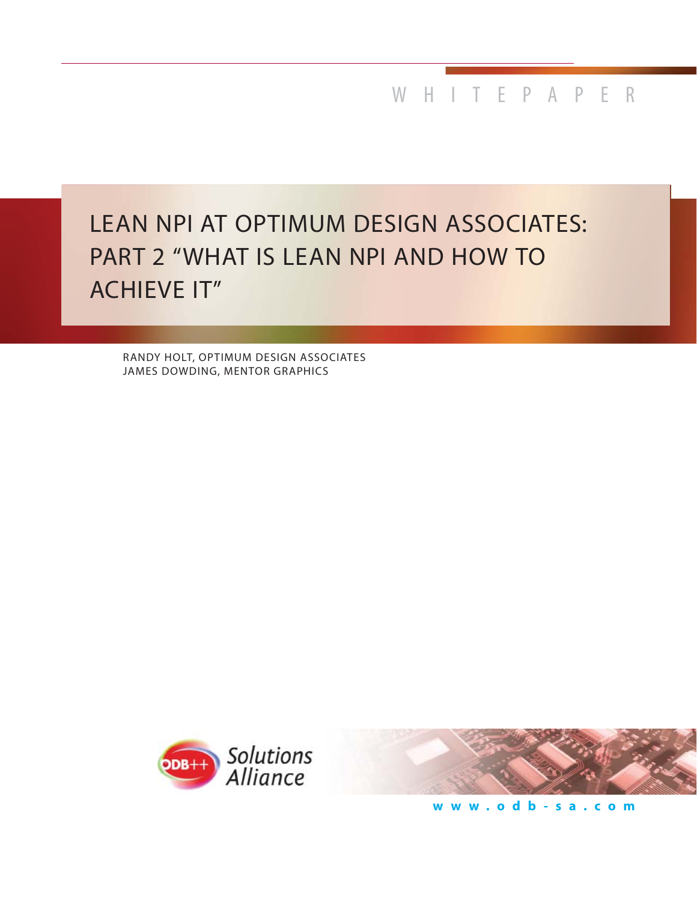WHITEPAPER

# LEAN NPI AT OPTIMUM DESIGN ASSOCIATES: PART 2 "WHAT IS LEAN NPI AND HOW TO ACHIEVE IT"

RANDY HOLT, OPTIMUM DESIGN ASSOCIATES
JAMES DOWDING, MENTOR GRAPHICS

ODB++ Solutions Alliance

www.odb-sa.com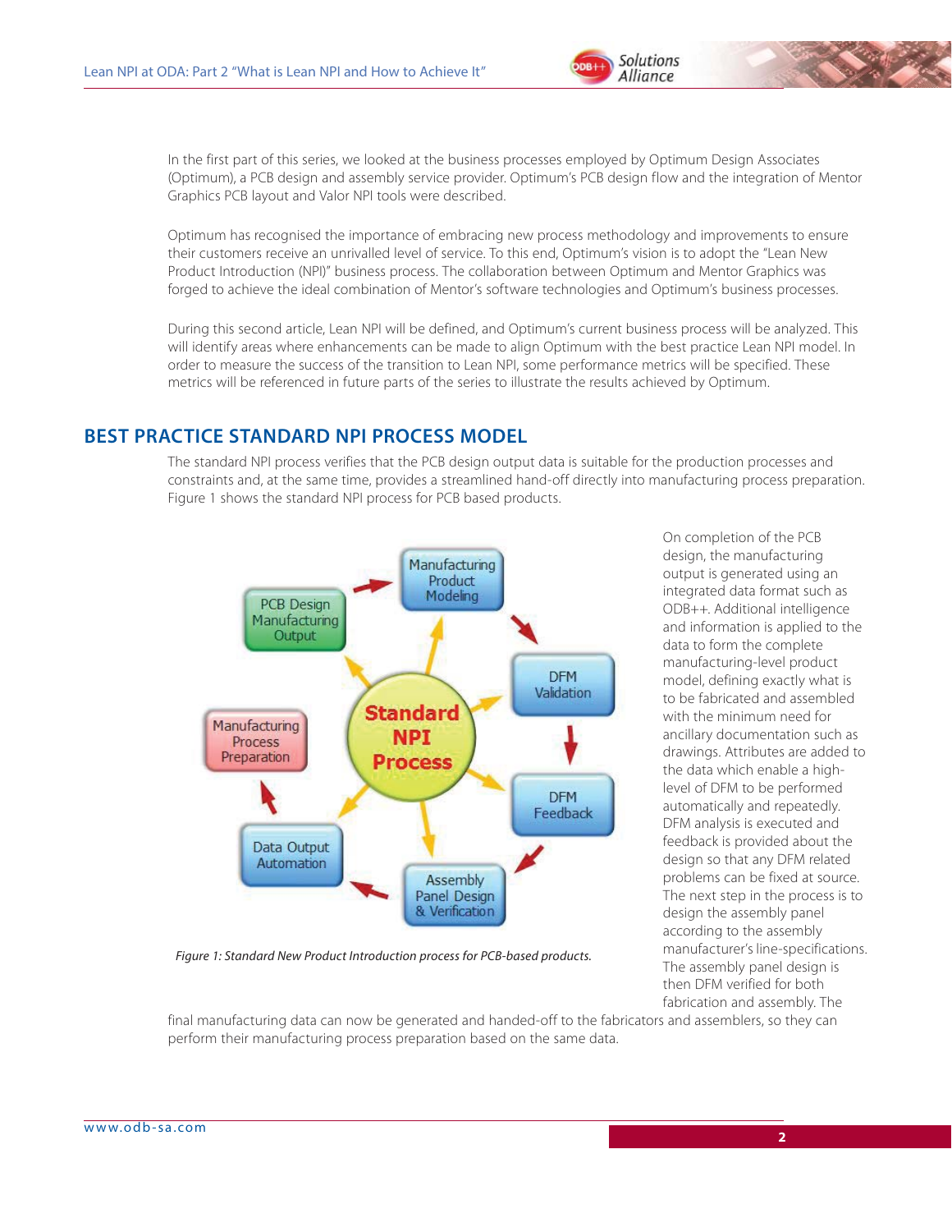In the first part of this series, we looked at the business processes employed by Optimum Design Associates (Optimum), a PCB design and assembly service provider. Optimum's PCB design flow and the integration of Mentor Graphics PCB layout and Valor NPI tools were described.

Optimum has recognised the importance of embracing new process methodology and improvements to ensure their customers receive an unrivalled level of service. To this end, Optimum's vision is to adopt the "Lean New Product Introduction (NPI)" business process. The collaboration between Optimum and Mentor Graphics was forged to achieve the ideal combination of Mentor's software technologies and Optimum's business processes.

During this second article, Lean NPI will be defined, and Optimum's current business process will be analyzed. This will identify areas where enhancements can be made to align Optimum with the best practice Lean NPI model. In order to measure the success of the transition to Lean NPI, some performance metrics will be specified. These metrics will be referenced in future parts of the series to illustrate the results achieved by Optimum.

## BEST PRACTICE STANDARD NPI PROCESS MODEL

The standard NPI process verifies that the PCB design output data is suitable for the production processes and constraints and, at the same time, provides a streamlined hand-off directly into manufacturing process preparation. Figure 1 shows the standard NPI process for PCB based products.

*Figure 1: Standard New Product Introduction process for PCB-based products.*

On completion of the PCB design, the manufacturing output is generated using an integrated data format such as ODB++. Additional intelligence and information is applied to the data to form the complete manufacturing-level product model, defining exactly what is to be fabricated and assembled with the minimum need for ancillary documentation such as drawings. Attributes are added to the data which enable a high-level of DFM to be performed automatically and repeatedly. DFM analysis is executed and feedback is provided about the design so that any DFM related problems can be fixed at source. The next step in the process is to design the assembly panel according to the assembly manufacturer's line-specifications. The assembly panel design is then DFM verified for both fabrication and assembly. The final manufacturing data can now be generated and handed-off to the fabricators and assemblers, so they can perform their manufacturing process preparation based on the same data.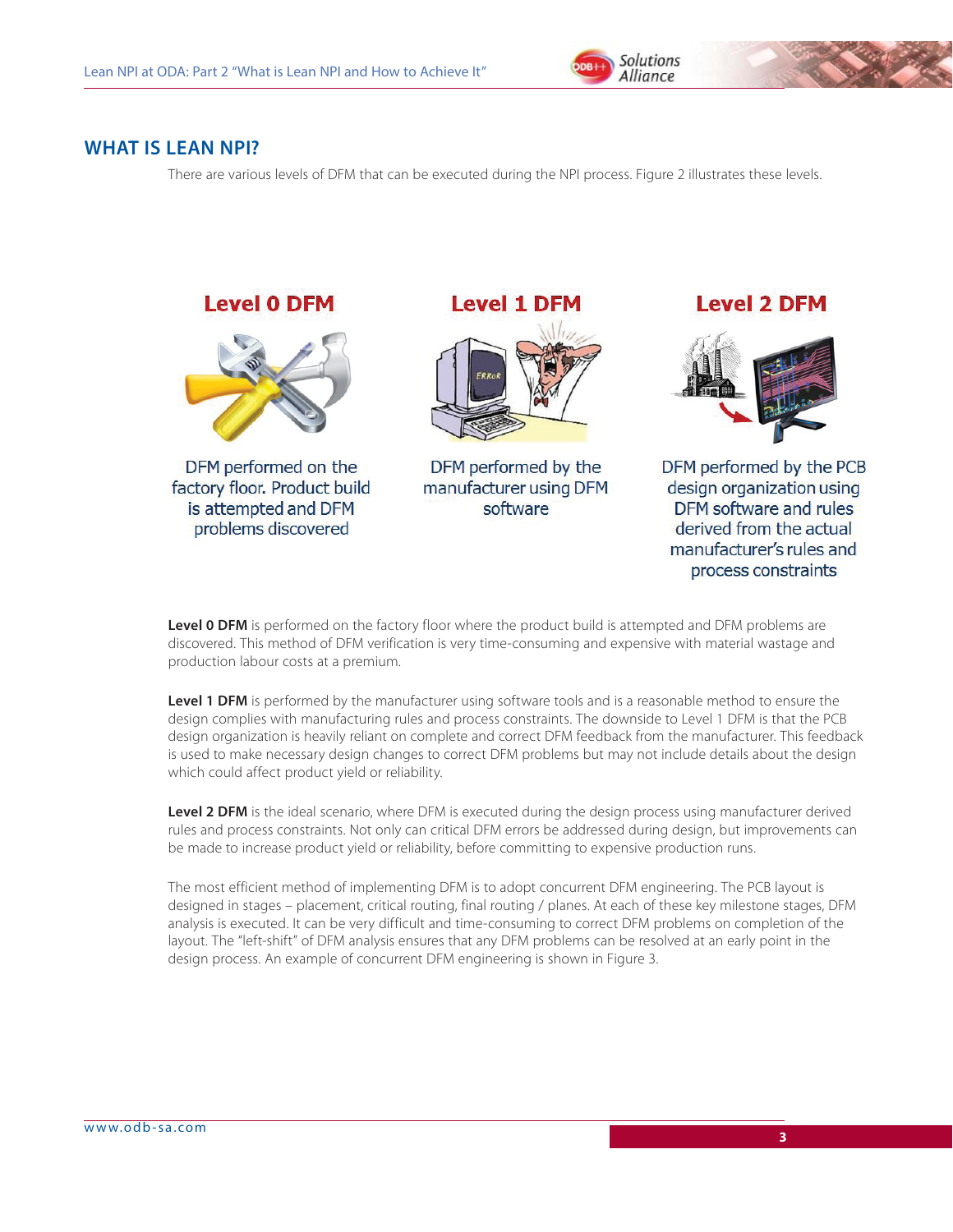## WHAT IS LEAN NPI?

There are various levels of DFM that can be executed during the NPI process. Figure 2 illustrates these levels.

**Level 0 DFM**

DFM performed on the factory floor. Product build is attempted and DFM problems discovered

**Level 1 DFM**

DFM performed by the manufacturer using DFM software

**Level 2 DFM**

DFM performed by the PCB design organization using DFM software and rules derived from the actual manufacturer's rules and process constraints

**Level 0 DFM** is performed on the factory floor where the product build is attempted and DFM problems are discovered. This method of DFM verification is very time-consuming and expensive with material wastage and production labour costs at a premium.

**Level 1 DFM** is performed by the manufacturer using software tools and is a reasonable method to ensure the design complies with manufacturing rules and process constraints. The downside to Level 1 DFM is that the PCB design organization is heavily reliant on complete and correct DFM feedback from the manufacturer. This feedback is used to make necessary design changes to correct DFM problems but may not include details about the design which could affect product yield or reliability.

**Level 2 DFM** is the ideal scenario, where DFM is executed during the design process using manufacturer derived rules and process constraints. Not only can critical DFM errors be addressed during design, but improvements can be made to increase product yield or reliability, before committing to expensive production runs.

The most efficient method of implementing DFM is to adopt concurrent DFM engineering. The PCB layout is designed in stages – placement, critical routing, final routing / planes. At each of these key milestone stages, DFM analysis is executed. It can be very difficult and time-consuming to correct DFM problems on completion of the layout. The "left-shift" of DFM analysis ensures that any DFM problems can be resolved at an early point in the design process. An example of concurrent DFM engineering is shown in Figure 3.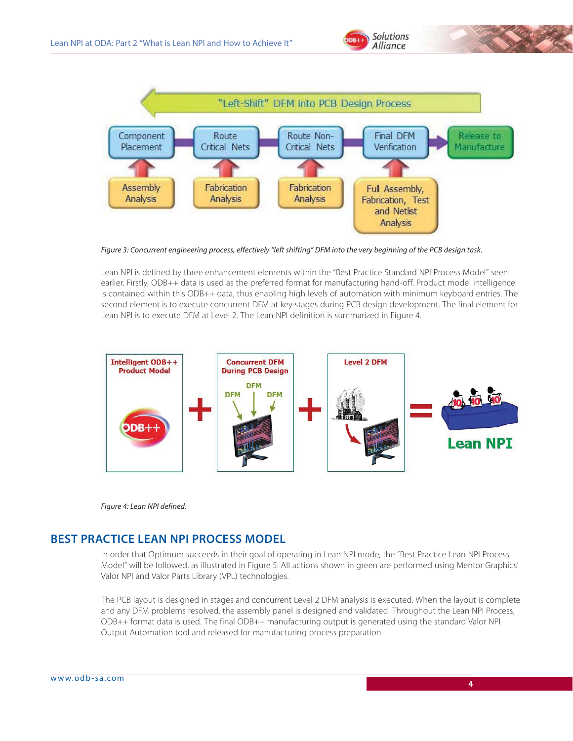Figure 3: Concurrent engineering process, effectively "left shifting" DFM into the very beginning of the PCB design task.

Lean NPI is defined by three enhancement elements within the "Best Practice Standard NPI Process Model" seen earlier. Firstly, ODB++ data is used as the preferred format for manufacturing hand-off. Product model intelligence is contained within this ODB++ data, thus enabling high levels of automation with minimum keyboard entries. The second element is to execute concurrent DFM at key stages during PCB design development. The final element for Lean NPI is to execute DFM at Level 2. The Lean NPI definition is summarized in Figure 4.

*Figure 4: Lean NPI defined.*

## BEST PRACTICE LEAN NPI PROCESS MODEL

In order that Optimum succeeds in their goal of operating in Lean NPI mode, the "Best Practice Lean NPI Process Model" will be followed, as illustrated in Figure 5. All actions shown in green are performed using Mentor Graphics' Valor NPI and Valor Parts Library (VPL) technologies.

The PCB layout is designed in stages and concurrent Level 2 DFM analysis is executed. When the layout is complete and any DFM problems resolved, the assembly panel is designed and validated. Throughout the Lean NPI Process, ODB++ format data is used. The final ODB++ manufacturing output is generated using the standard Valor NPI Output Automation tool and released for manufacturing process preparation.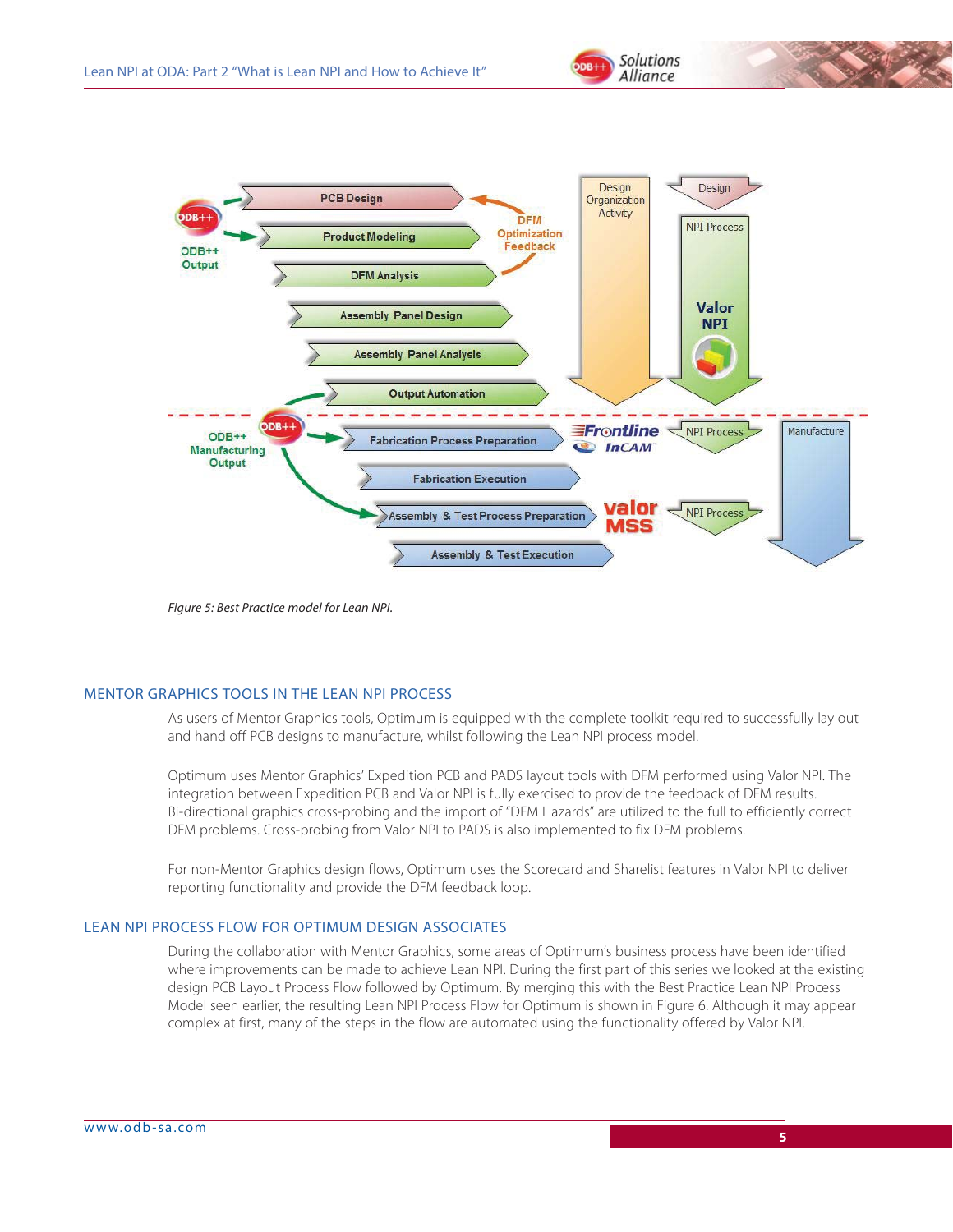Figure 5: Best Practice model for Lean NPI.

## MENTOR GRAPHICS TOOLS IN THE LEAN NPI PROCESS

As users of Mentor Graphics tools, Optimum is equipped with the complete toolkit required to successfully lay out and hand off PCB designs to manufacture, whilst following the Lean NPI process model.

Optimum uses Mentor Graphics' Expedition PCB and PADS layout tools with DFM performed using Valor NPI. The integration between Expedition PCB and Valor NPI is fully exercised to provide the feedback of DFM results. Bi-directional graphics cross-probing and the import of "DFM Hazards" are utilized to the full to efficiently correct DFM problems. Cross-probing from Valor NPI to PADS is also implemented to fix DFM problems.

For non-Mentor Graphics design flows, Optimum uses the Scorecard and Sharelist features in Valor NPI to deliver reporting functionality and provide the DFM feedback loop.

## LEAN NPI PROCESS FLOW FOR OPTIMUM DESIGN ASSOCIATES

During the collaboration with Mentor Graphics, some areas of Optimum's business process have been identified where improvements can be made to achieve Lean NPI. During the first part of this series we looked at the existing design PCB Layout Process Flow followed by Optimum. By merging this with the Best Practice Lean NPI Process Model seen earlier, the resulting Lean NPI Process Flow for Optimum is shown in Figure 6. Although it may appear complex at first, many of the steps in the flow are automated using the functionality offered by Valor NPI.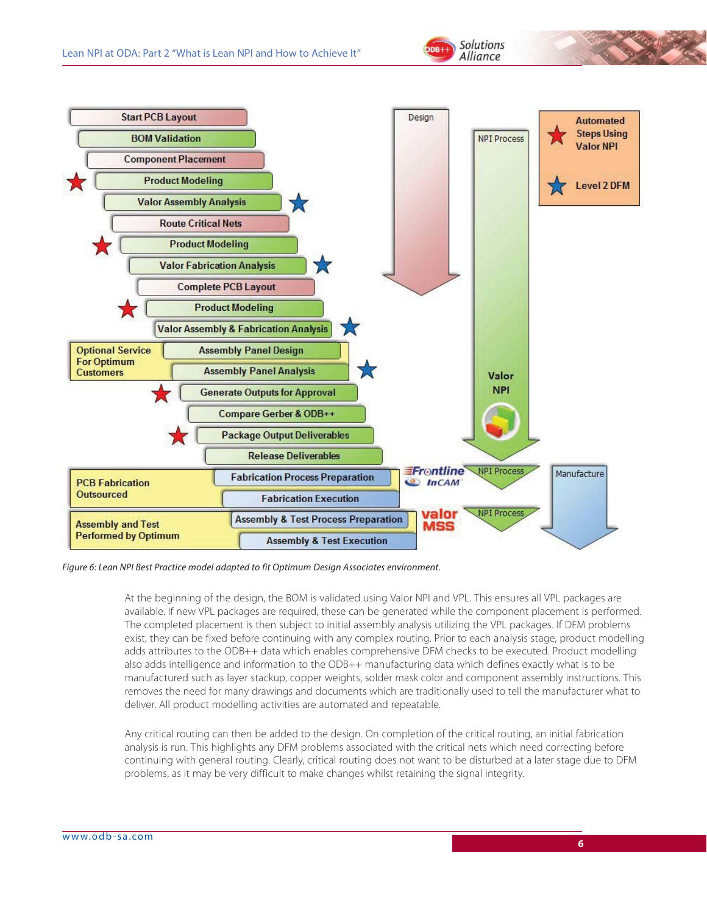*Figure 6: Lean NPI Best Practice model adapted to fit Optimum Design Associates environment.*

At the beginning of the design, the BOM is validated using Valor NPI and VPL. This ensures all VPL packages are available. If new VPL packages are required, these can be generated while the component placement is performed. The completed placement is then subject to initial assembly analysis utilizing the VPL packages. If DFM problems exist, they can be fixed before continuing with any complex routing. Prior to each analysis stage, product modelling adds attributes to the ODB++ data which enables comprehensive DFM checks to be executed. Product modelling also adds intelligence and information to the ODB++ manufacturing data which defines exactly what is to be manufactured such as layer stackup, copper weights, solder mask color and component assembly instructions. This removes the need for many drawings and documents which are traditionally used to tell the manufacturer what to deliver. All product modelling activities are automated and repeatable.

Any critical routing can then be added to the design. On completion of the critical routing, an initial fabrication analysis is run. This highlights any DFM problems associated with the critical nets which need correcting before continuing with general routing. Clearly, critical routing does not want to be disturbed at a later stage due to DFM problems, as it may be very difficult to make changes whilst retaining the signal integrity.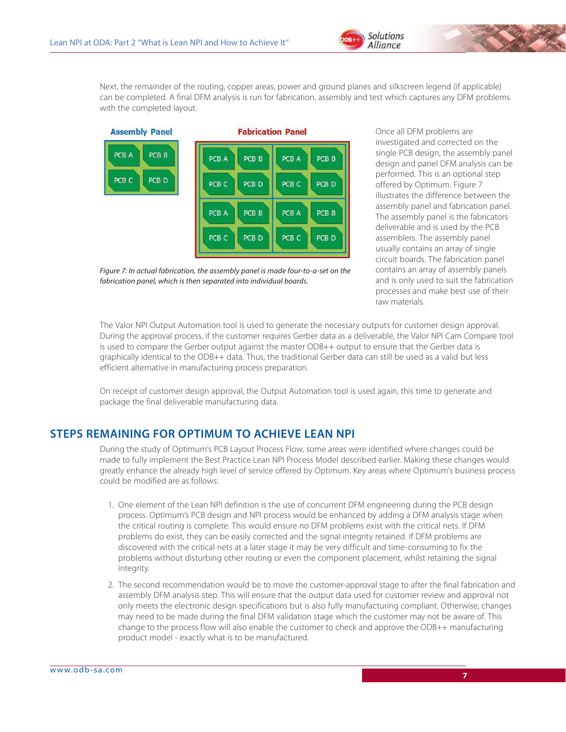Next, the remainder of the routing, copper areas, power and ground planes and silkscreen legend (if applicable) can be completed. A final DFM analysis is run for fabrication, assembly and test which captures any DFM problems with the completed layout.

*Figure 7: In actual fabrication, the assembly panel is made four-to-a-set on the fabrication panel, which is then separated into individual boards.*

Once all DFM problems are investigated and corrected on the single PCB design, the assembly panel design and panel DFM analysis can be performed. This is an optional step offered by Optimum. Figure 7 illustrates the difference between the assembly panel and fabrication panel. The assembly panel is the fabricators deliverable and is used by the PCB assemblers. The assembly panel usually contains an array of single circuit boards. The fabrication panel contains an array of assembly panels and is only used to suit the fabrication processes and make best use of their raw materials.

The Valor NPI Output Automation tool is used to generate the necessary outputs for customer design approval. During the approval process, if the customer requires Gerber data as a deliverable, the Valor NPI Cam Compare tool is used to compare the Gerber output against the master ODB++ output to ensure that the Gerber data is graphically identical to the ODB++ data. Thus, the traditional Gerber data can still be used as a valid but less efficient alternative in manufacturing process preparation.

On receipt of customer design approval, the Output Automation tool is used again, this time to generate and package the final deliverable manufacturing data.

## STEPS REMAINING FOR OPTIMUM TO ACHIEVE LEAN NPI

During the study of Optimum's PCB Layout Process Flow, some areas were identified where changes could be made to fully implement the Best Practice Lean NPI Process Model described earlier. Making these changes would greatly enhance the already high level of service offered by Optimum. Key areas where Optimum's business process could be modified are as follows:

1. One element of the Lean NPI definition is the use of concurrent DFM engineering during the PCB design process. Optimum's PCB design and NPI process would be enhanced by adding a DFM analysis stage when the critical routing is complete. This would ensure no DFM problems exist with the critical nets. If DFM problems do exist, they can be easily corrected and the signal integrity retained. If DFM problems are discovered with the critical nets at a later stage it may be very difficult and time-consuming to fix the problems without disturbing other routing or even the component placement, whilst retaining the signal integrity.
2. The second recommendation would be to move the customer-approval stage to after the final fabrication and assembly DFM analysis step. This will ensure that the output data used for customer review and approval not only meets the electronic design specifications but is also fully manufacturing compliant. Otherwise, changes may need to be made during the final DFM validation stage which the customer may not be aware of. This change to the process flow will also enable the customer to check and approve the ODB++ manufacturing product model - exactly what is to be manufactured.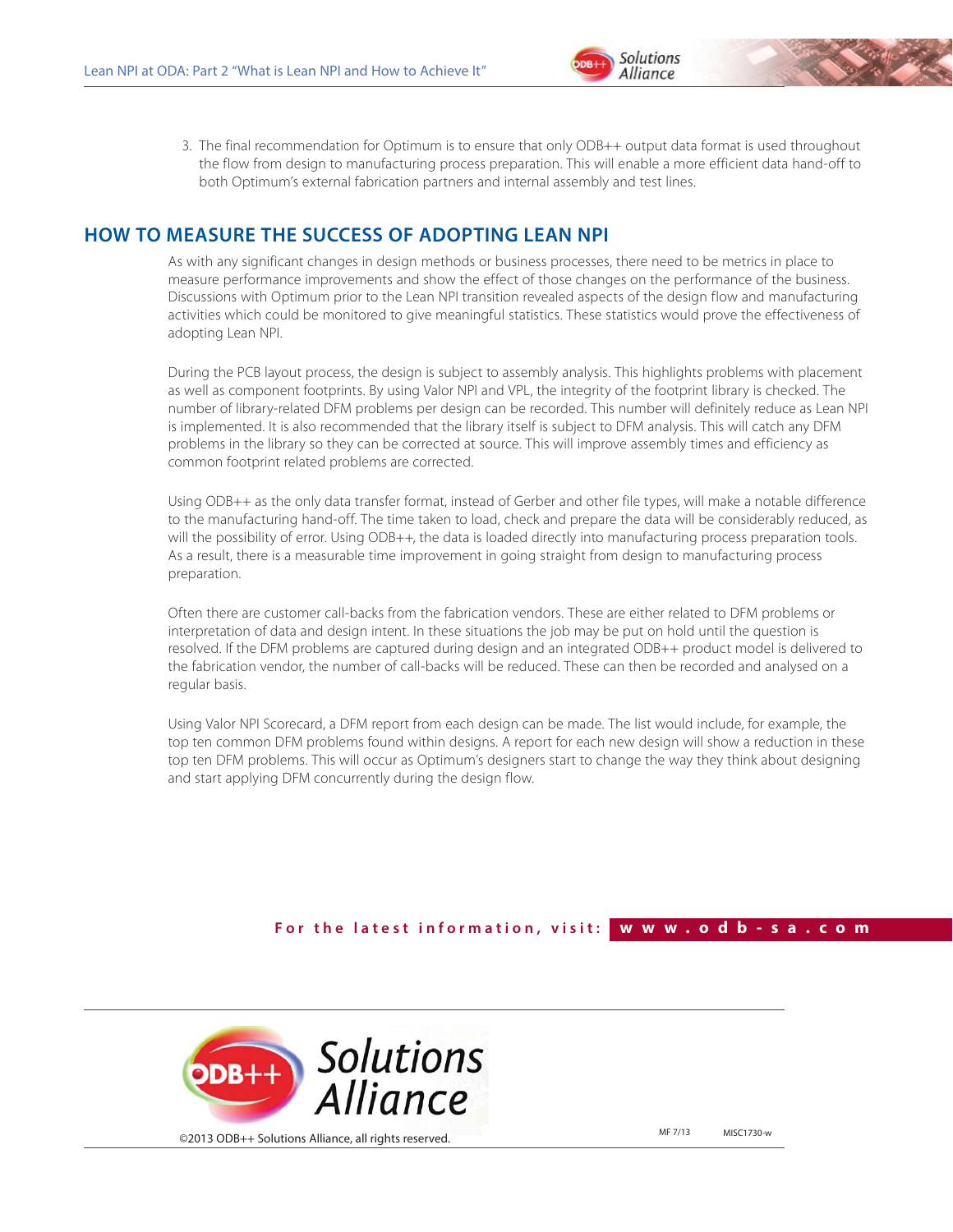3. The final recommendation for Optimum is to ensure that only ODB++ output data format is used throughout the flow from design to manufacturing process preparation. This will enable a more efficient data hand-off to both Optimum's external fabrication partners and internal assembly and test lines.

## HOW TO MEASURE THE SUCCESS OF ADOPTING LEAN NPI

As with any significant changes in design methods or business processes, there need to be metrics in place to measure performance improvements and show the effect of those changes on the performance of the business. Discussions with Optimum prior to the Lean NPI transition revealed aspects of the design flow and manufacturing activities which could be monitored to give meaningful statistics. These statistics would prove the effectiveness of adopting Lean NPI.

During the PCB layout process, the design is subject to assembly analysis. This highlights problems with placement as well as component footprints. By using Valor NPI and VPL, the integrity of the footprint library is checked. The number of library-related DFM problems per design can be recorded. This number will definitely reduce as Lean NPI is implemented. It is also recommended that the library itself is subject to DFM analysis. This will catch any DFM problems in the library so they can be corrected at source. This will improve assembly times and efficiency as common footprint related problems are corrected.

Using ODB++ as the only data transfer format, instead of Gerber and other file types, will make a notable difference to the manufacturing hand-off. The time taken to load, check and prepare the data will be considerably reduced, as will the possibility of error. Using ODB++, the data is loaded directly into manufacturing process preparation tools. As a result, there is a measurable time improvement in going straight from design to manufacturing process preparation.

Often there are customer call-backs from the fabrication vendors. These are either related to DFM problems or interpretation of data and design intent. In these situations the job may be put on hold until the question is resolved. If the DFM problems are captured during design and an integrated ODB++ product model is delivered to the fabrication vendor, the number of call-backs will be reduced. These can then be recorded and analysed on a regular basis.

Using Valor NPI Scorecard, a DFM report from each design can be made. The list would include, for example, the top ten common DFM problems found within designs. A report for each new design will show a reduction in these top ten DFM problems. This will occur as Optimum's designers start to change the way they think about designing and start applying DFM concurrently during the design flow.

For the latest information, visit: **www.odb-sa.com**

©2013 ODB++ Solutions Alliance, all rights reserved.

MF 7/13 MISC1730-w